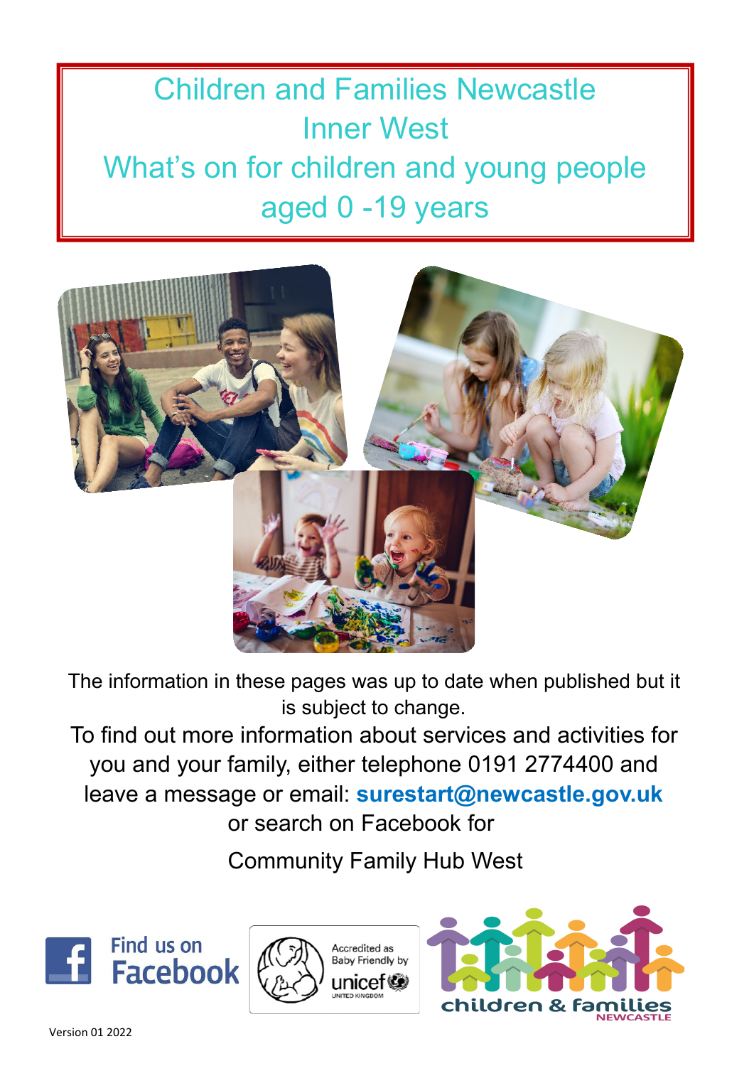# Children and Families Newcastle Inner West What's on for children and young people aged 0 -19 years

The information in these pages was up to date when published but it is subject to change.

To find out more information about services and activities for you and your family, either telephone 0191 2774400 and leave a message or email: **surestart@newcastle.gov.uk** or search on Facebook for

Community Family Hub West

Find us on Facebook

Accredited as Baby Friendly by unicef UNITED KINGDOM

children & families NEWCASTLE

Version 01 2022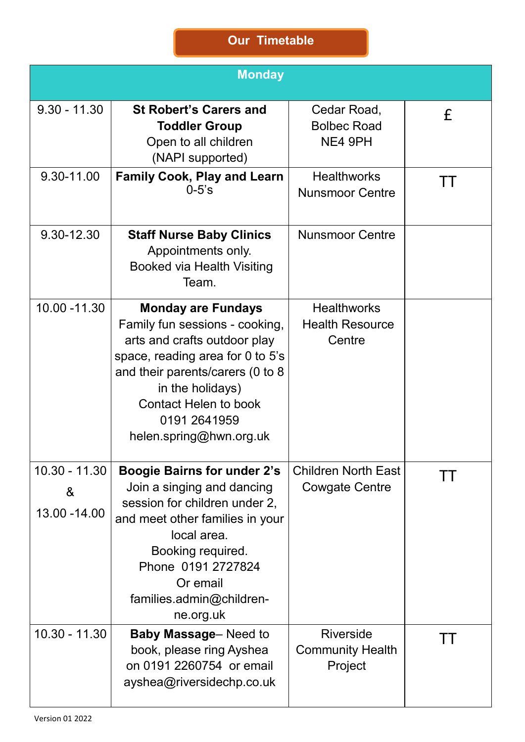## Our Timetable

| Monday | | | |
|---|---|---|---|
| 9.30 - 11.30 | **St Robert's Carers and Toddler Group** Open to all children (NAPI supported) | Cedar Road, Bolbec Road NE4 9PH | £ |
| 9.30-11.00 | **Family Cook, Play and Learn** 0-5's | Healthworks Nunsmoor Centre | TT |
| 9.30-12.30 | **Staff Nurse Baby Clinics** Appointments only. Booked via Health Visiting Team. | Nunsmoor Centre | |
| 10.00 -11.30 | **Monday are Fundays** Family fun sessions - cooking, arts and crafts outdoor play space, reading area for 0 to 5's and their parents/carers (0 to 8 in the holidays) Contact Helen to book 0191 2641959 helen.spring@hwn.org.uk | Healthworks Health Resource Centre | |
| 10.30 - 11.30 & 13.00 -14.00 | **Boogie Bairns for under 2's** Join a singing and dancing session for children under 2, and meet other families in your local area. Booking required. Phone 0191 2727824 Or email families.admin@children-ne.org.uk | Children North East Cowgate Centre | TT |
| 10.30 - 11.30 | **Baby Massage**– Need to book, please ring Ayshea on 0191 2260754 or email ayshea@riversidechp.co.uk | Riverside Community Health Project | TT |

Version 01 2022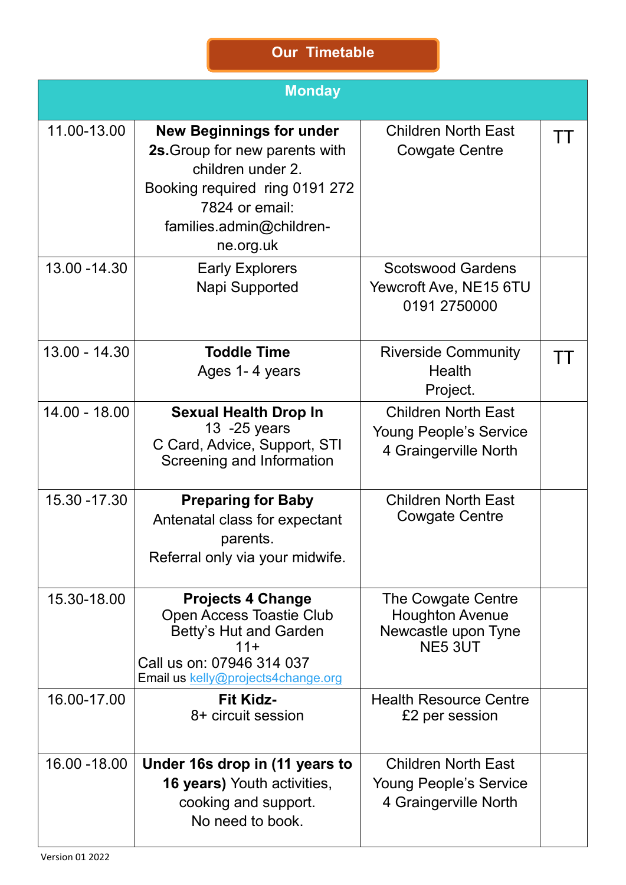# Our Timetable

| Monday | | | |
|---|---|---|---|
| 11.00-13.00 | **New Beginnings for under 2s.** Group for new parents with children under 2. Booking required ring 0191 272 7824 or email: families.admin@children-ne.org.uk | Children North East Cowgate Centre | TT |
| 13.00 -14.30 | Early Explorers Napi Supported | Scotswood Gardens Yewcroft Ave, NE15 6TU 0191 2750000 | |
| 13.00 - 14.30 | **Toddle Time** Ages 1- 4 years | Riverside Community Health Project. | TT |
| 14.00 - 18.00 | **Sexual Health Drop In** 13 -25 years C Card, Advice, Support, STI Screening and Information | Children North East Young People's Service 4 Graingerville North | |
| 15.30 -17.30 | **Preparing for Baby** Antenatal class for expectant parents. Referral only via your midwife. | Children North East Cowgate Centre | |
| 15.30-18.00 | **Projects 4 Change** Open Access Toastie Club Betty's Hut and Garden 11+ Call us on: 07946 314 037 Email us kelly@projects4change.org | The Cowgate Centre Houghton Avenue Newcastle upon Tyne NE5 3UT | |
| 16.00-17.00 | **Fit Kidz-** 8+ circuit session | Health Resource Centre £2 per session | |
| 16.00 -18.00 | **Under 16s drop in (11 years to 16 years)** Youth activities, cooking and support. No need to book. | Children North East Young People's Service 4 Graingerville North | |

Version 01 2022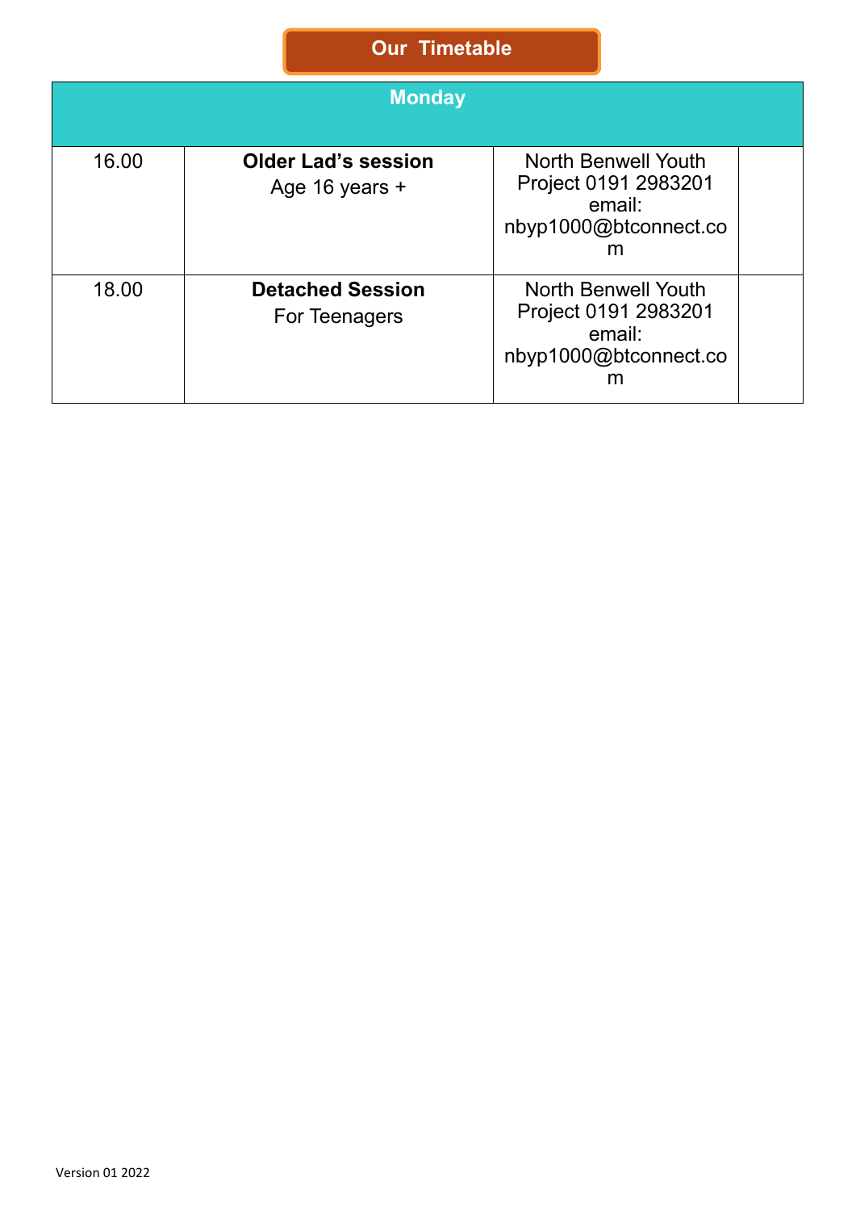## Our Timetable

| Monday | | | |
|---|---|---|---|
| 16.00 | **Older Lad's session** Age 16 years + | North Benwell Youth Project 0191 2983201 email: nbyp1000@btconnect.com | |
| 18.00 | **Detached Session** For Teenagers | North Benwell Youth Project 0191 2983201 email: nbyp1000@btconnect.com | |

Version 01 2022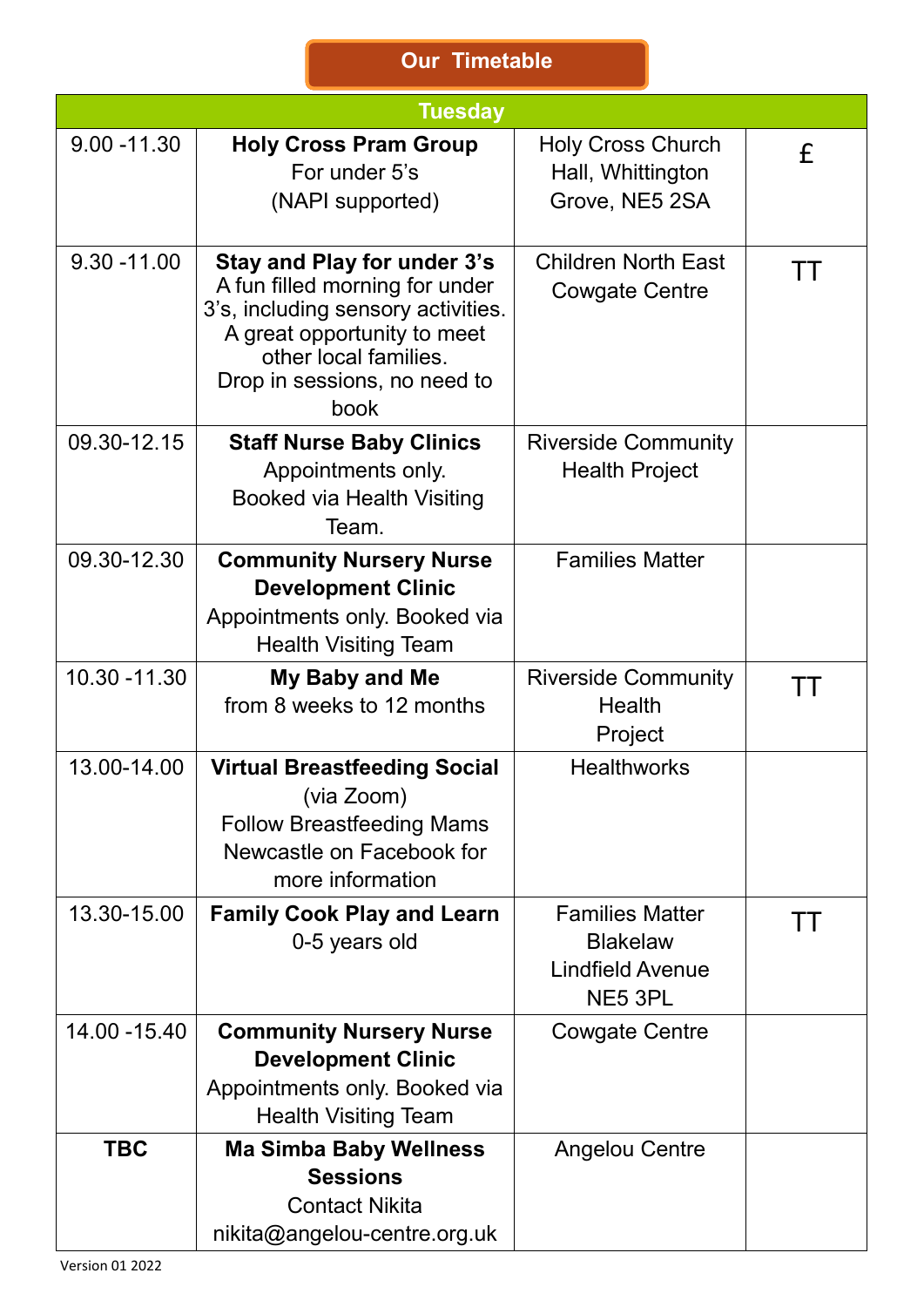## Our Timetable

| Tuesday | | | |
|---|---|---|---|
| 9.00 -11.30 | **Holy Cross Pram Group** For under 5's (NAPI supported) | Holy Cross Church Hall, Whittington Grove, NE5 2SA | £ |
| 9.30 -11.00 | **Stay and Play for under 3's** A fun filled morning for under 3's, including sensory activities. A great opportunity to meet other local families. Drop in sessions, no need to book | Children North East Cowgate Centre | TT |
| 09.30-12.15 | **Staff Nurse Baby Clinics** Appointments only. Booked via Health Visiting Team. | Riverside Community Health Project | |
| 09.30-12.30 | **Community Nursery Nurse Development Clinic** Appointments only. Booked via Health Visiting Team | Families Matter | |
| 10.30 -11.30 | **My Baby and Me** from 8 weeks to 12 months | Riverside Community Health Project | TT |
| 13.00-14.00 | **Virtual Breastfeeding Social** (via Zoom) Follow Breastfeeding Mams Newcastle on Facebook for more information | Healthworks | |
| 13.30-15.00 | **Family Cook Play and Learn** 0-5 years old | Families Matter Blakelaw Lindfield Avenue NE5 3PL | TT |
| 14.00 -15.40 | **Community Nursery Nurse Development Clinic** Appointments only. Booked via Health Visiting Team | Cowgate Centre | |
| **TBC** | **Ma Simba Baby Wellness Sessions** Contact Nikita nikita@angelou-centre.org.uk | Angelou Centre | |

Version 01 2022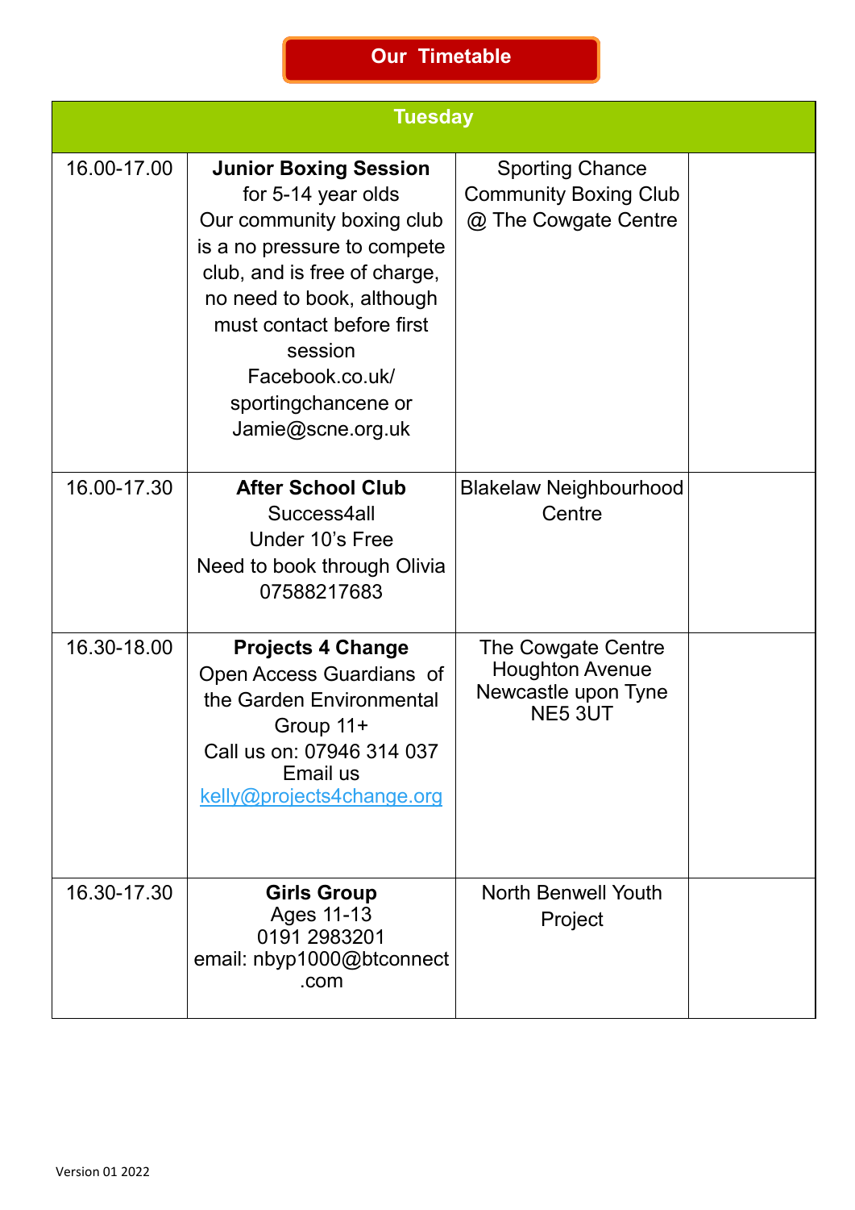# Our Timetable

| Tuesday | | | |
|---|---|---|---|
| 16.00-17.00 | **Junior Boxing Session** for 5-14 year olds Our community boxing club is a no pressure to compete club, and is free of charge, no need to book, although must contact before first session Facebook.co.uk/ sportingchancene or Jamie@scne.org.uk | Sporting Chance Community Boxing Club @ The Cowgate Centre | |
| 16.00-17.30 | **After School Club** Success4all Under 10's Free Need to book through Olivia 07588217683 | Blakelaw Neighbourhood Centre | |
| 16.30-18.00 | **Projects 4 Change** Open Access Guardians of the Garden Environmental Group 11+ Call us on: 07946 314 037 Email us kelly@projects4change.org | The Cowgate Centre Houghton Avenue Newcastle upon Tyne NE5 3UT | |
| 16.30-17.30 | **Girls Group** Ages 11-13 0191 2983201 email: nbyp1000@btconnect.com | North Benwell Youth Project | |

Version 01 2022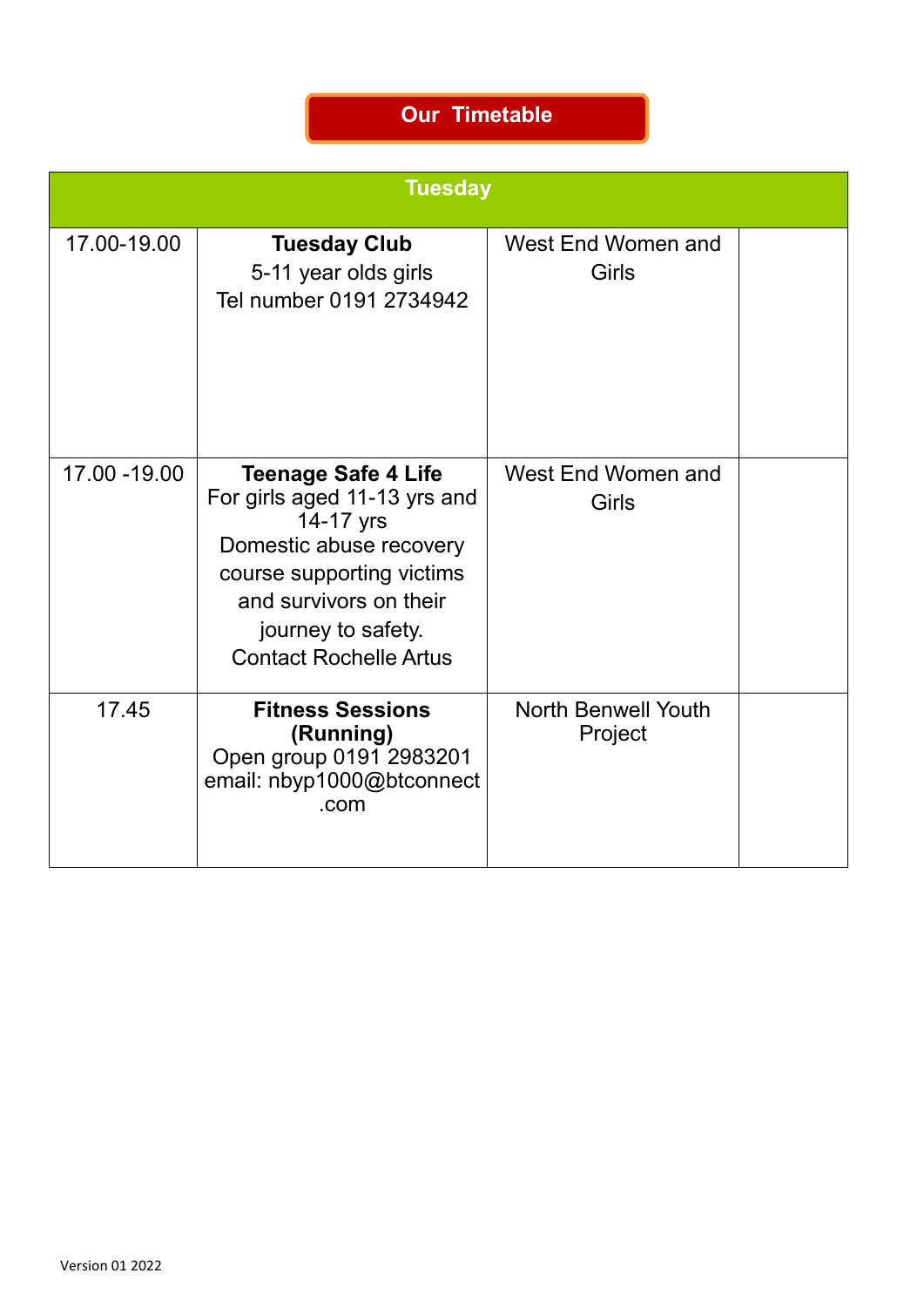## Our Timetable

| Tuesday | | | |
|---|---|---|---|
| 17.00-19.00 | **Tuesday Club** 5-11 year olds girls Tel number 0191 2734942 | West End Women and Girls | |
| 17.00 -19.00 | **Teenage Safe 4 Life** For girls aged 11-13 yrs and 14-17 yrs Domestic abuse recovery course supporting victims and survivors on their journey to safety. Contact Rochelle Artus | West End Women and Girls | |
| 17.45 | **Fitness Sessions (Running)** Open group 0191 2983201 email: nbyp1000@btconnect .com | North Benwell Youth Project | |

Version 01 2022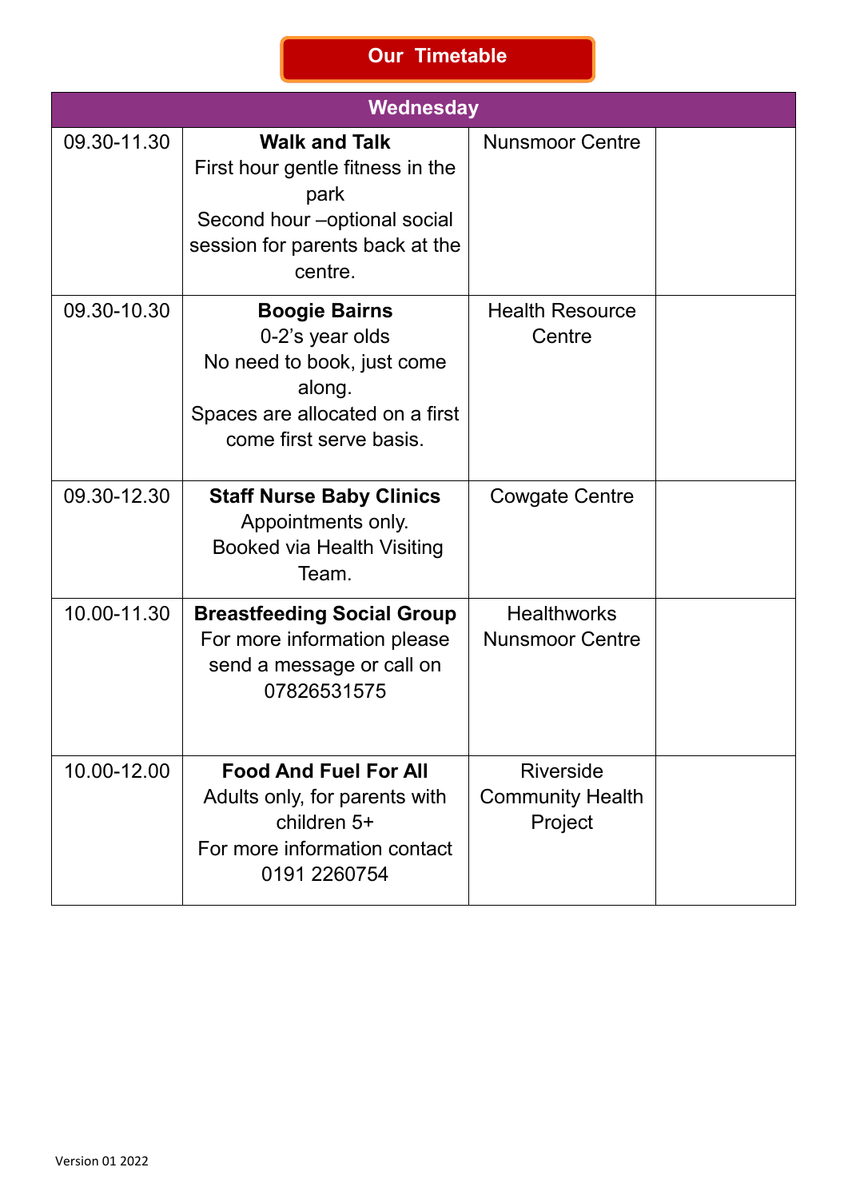## Our Timetable

| Wednesday | | | |
|---|---|---|---|
| 09.30-11.30 | **Walk and Talk**<br>First hour gentle fitness in the park<br>Second hour –optional social session for parents back at the centre. | Nunsmoor Centre | |
| 09.30-10.30 | **Boogie Bairns**<br>0-2's year olds<br>No need to book, just come along.<br>Spaces are allocated on a first come first serve basis. | Health Resource Centre | |
| 09.30-12.30 | **Staff Nurse Baby Clinics**<br>Appointments only.<br>Booked via Health Visiting Team. | Cowgate Centre | |
| 10.00-11.30 | **Breastfeeding Social Group**<br>For more information please send a message or call on 07826531575 | Healthworks Nunsmoor Centre | |
| 10.00-12.00 | **Food And Fuel For All**<br>Adults only, for parents with children 5+<br>For more information contact 0191 2260754 | Riverside Community Health Project | |

Version 01 2022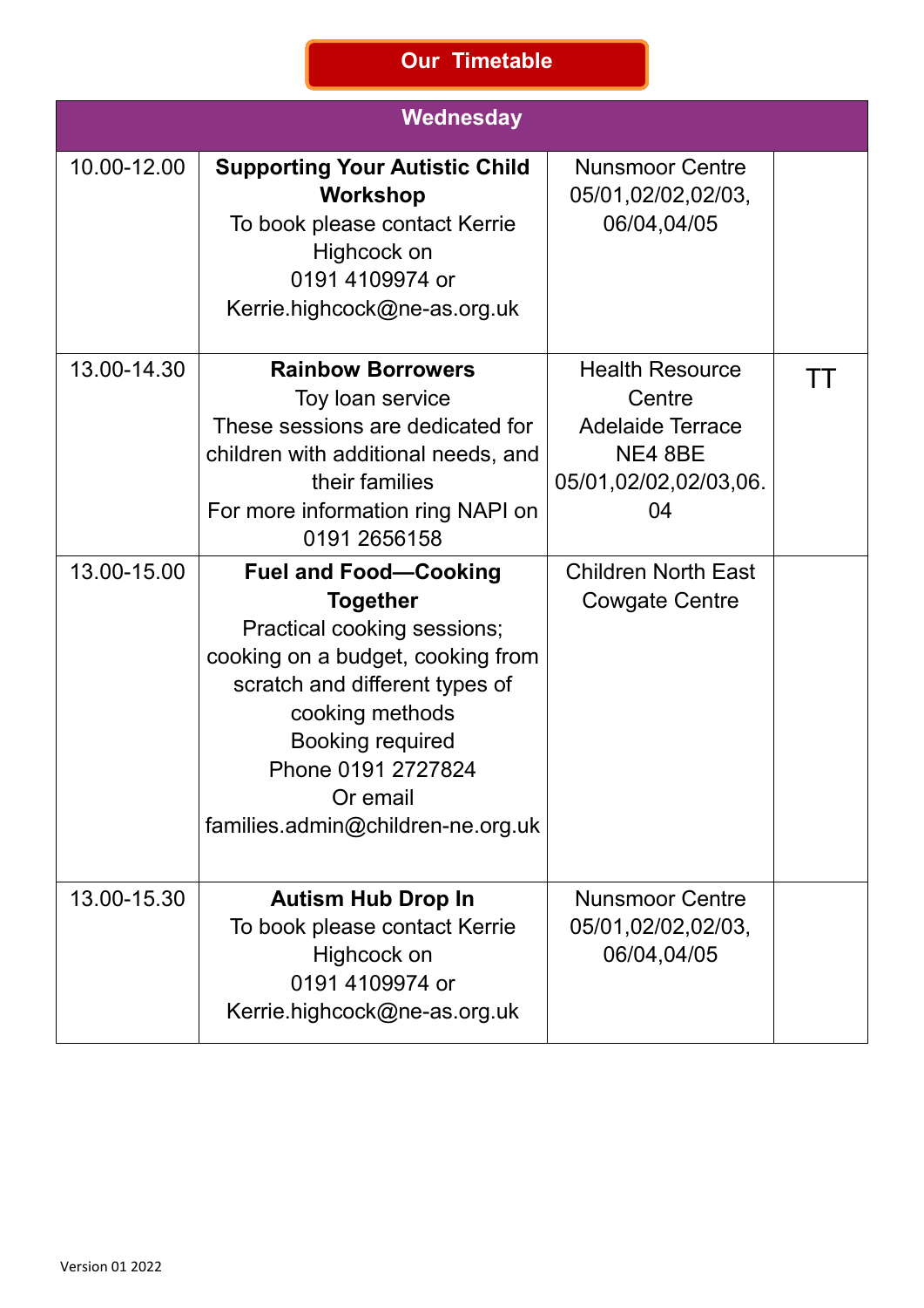## Our Timetable

| Wednesday | | | |
|---|---|---|---|
| 10.00-12.00 | **Supporting Your Autistic Child Workshop**<br>To book please contact Kerrie Highcock on<br>0191 4109974 or<br>Kerrie.highcock@ne-as.org.uk | Nunsmoor Centre<br>05/01,02/02,02/03,<br>06/04,04/05 | |
| 13.00-14.30 | **Rainbow Borrowers**<br>Toy loan service<br>These sessions are dedicated for children with additional needs, and their families<br>For more information ring NAPI on 0191 2656158 | Health Resource Centre<br>Adelaide Terrace<br>NE4 8BE<br>05/01,02/02,02/03,06.04 | TT |
| 13.00-15.00 | **Fuel and Food—Cooking Together**<br>Practical cooking sessions; cooking on a budget, cooking from scratch and different types of cooking methods<br>Booking required<br>Phone 0191 2727824<br>Or email<br>families.admin@children-ne.org.uk | Children North East<br>Cowgate Centre | |
| 13.00-15.30 | **Autism Hub Drop In**<br>To book please contact Kerrie Highcock on<br>0191 4109974 or<br>Kerrie.highcock@ne-as.org.uk | Nunsmoor Centre<br>05/01,02/02,02/03,<br>06/04,04/05 | |

Version 01 2022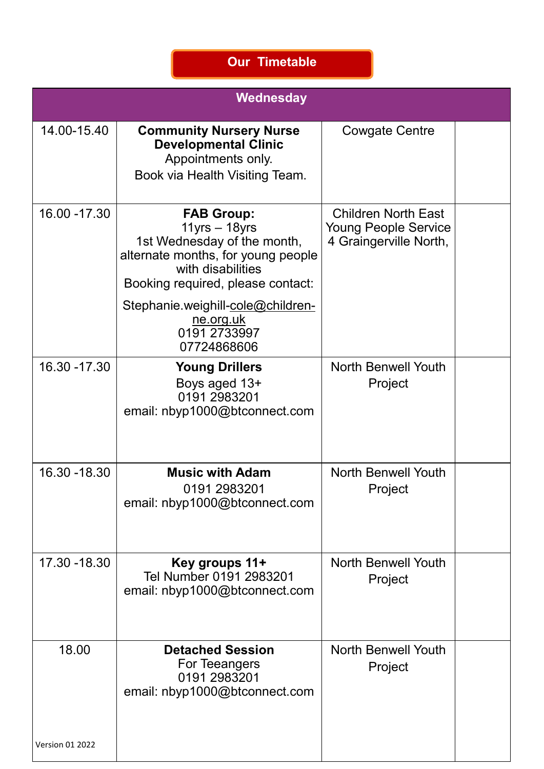## Our Timetable

| Wednesday | | | |
|---|---|---|---|
| 14.00-15.40 | **Community Nursery Nurse Developmental Clinic**<br>Appointments only.<br>Book via Health Visiting Team. | Cowgate Centre | |
| 16.00 -17.30 | **FAB Group:**<br>11yrs – 18yrs<br>1st Wednesday of the month, alternate months, for young people with disabilities<br>Booking required, please contact:<br>Stephanie.weighill-cole@children-ne.org.uk<br>0191 2733997<br>07724868606 | Children North East Young People Service 4 Graingerville North, | |
| 16.30 -17.30 | **Young Drillers**<br>Boys aged 13+<br>0191 2983201<br>email: nbyp1000@btconnect.com | North Benwell Youth Project | |
| 16.30 -18.30 | **Music with Adam**<br>0191 2983201<br>email: nbyp1000@btconnect.com | North Benwell Youth Project | |
| 17.30 -18.30 | **Key groups 11+**<br>Tel Number 0191 2983201<br>email: nbyp1000@btconnect.com | North Benwell Youth Project | |
| 18.00 | **Detached Session**<br>For Teeangers<br>0191 2983201<br>email: nbyp1000@btconnect.com | North Benwell Youth Project | |

Version 01 2022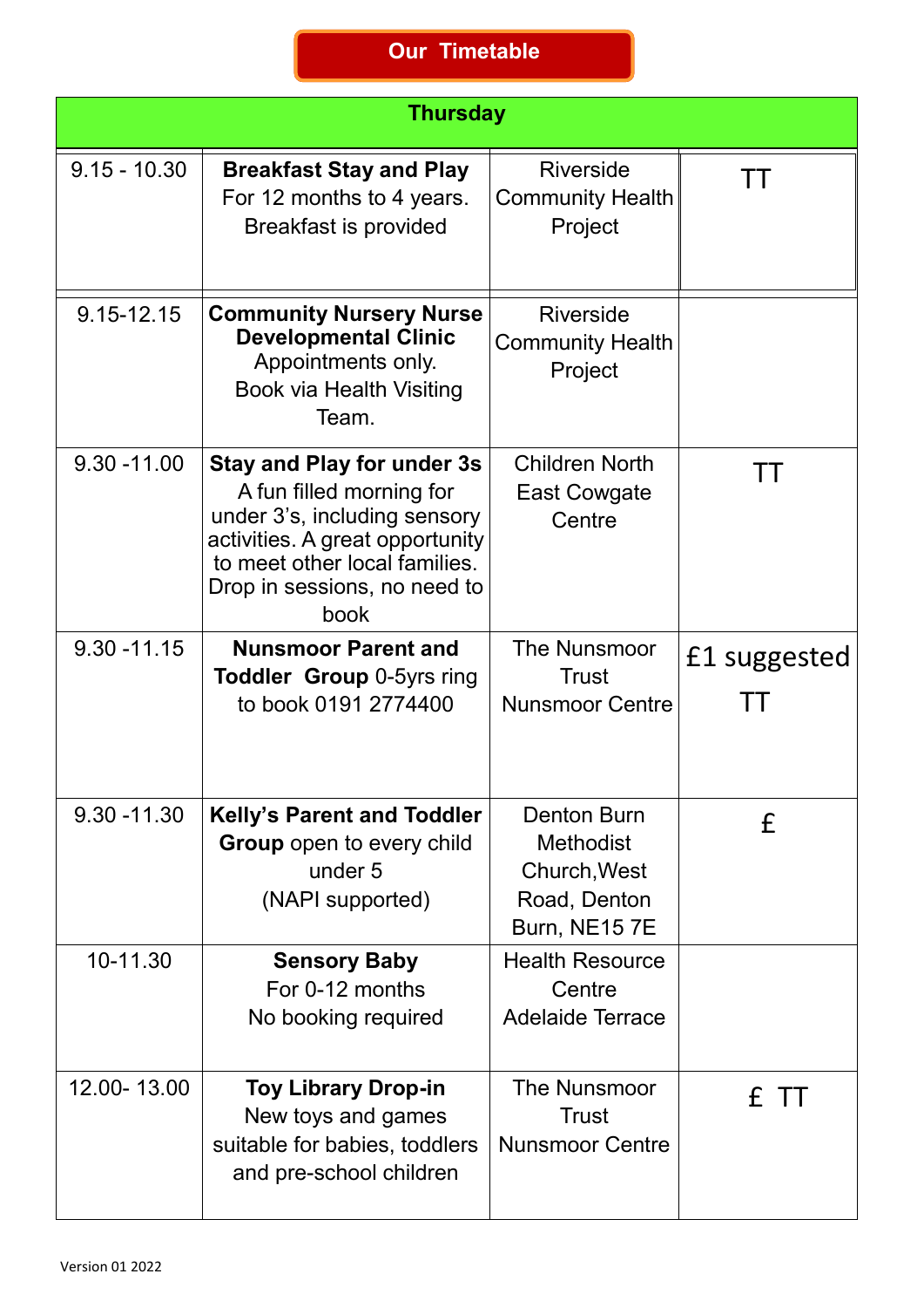# Our Timetable

| Thursday | | | |
|---|---|---|---|
| 9.15 - 10.30 | **Breakfast Stay and Play** For 12 months to 4 years. Breakfast is provided | Riverside Community Health Project | TT |
| 9.15-12.15 | **Community Nursery Nurse Developmental Clinic** Appointments only. Book via Health Visiting Team. | Riverside Community Health Project | |
| 9.30 -11.00 | **Stay and Play for under 3s** A fun filled morning for under 3's, including sensory activities. A great opportunity to meet other local families. Drop in sessions, no need to book | Children North East Cowgate Centre | TT |
| 9.30 -11.15 | **Nunsmoor Parent and Toddler Group** 0-5yrs ring to book 0191 2774400 | The Nunsmoor Trust Nunsmoor Centre | £1 suggested TT |
| 9.30 -11.30 | **Kelly's Parent and Toddler Group** open to every child under 5 (NAPI supported) | Denton Burn Methodist Church,West Road, Denton Burn, NE15 7E | £ |
| 10-11.30 | **Sensory Baby** For 0-12 months No booking required | Health Resource Centre Adelaide Terrace | |
| 12.00- 13.00 | **Toy Library Drop-in** New toys and games suitable for babies, toddlers and pre-school children | The Nunsmoor Trust Nunsmoor Centre | £ TT |

Version 01 2022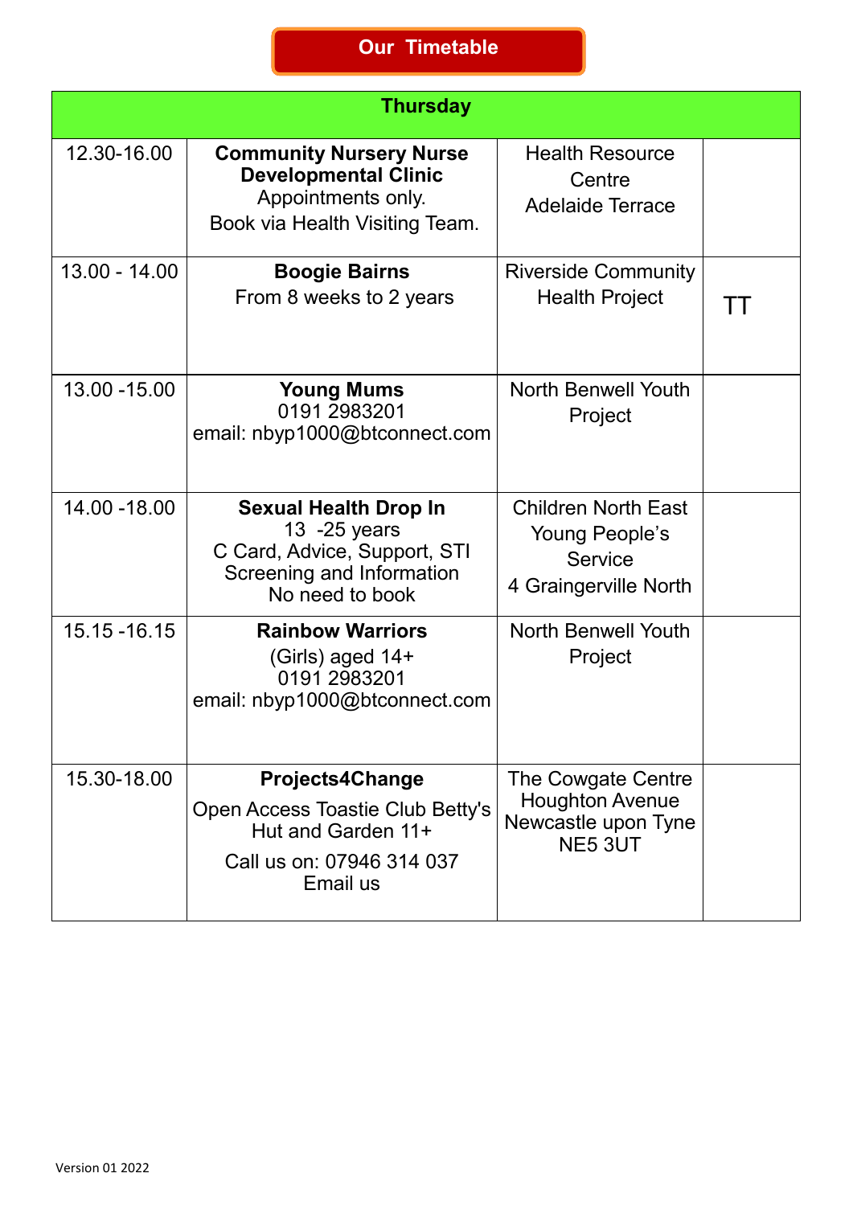# Our Timetable

| Thursday | | | |
|---|---|---|---|
| 12.30-16.00 | **Community Nursery Nurse Developmental Clinic** Appointments only. Book via Health Visiting Team. | Health Resource Centre Adelaide Terrace | |
| 13.00 - 14.00 | **Boogie Bairns** From 8 weeks to 2 years | Riverside Community Health Project | TT |
| 13.00 -15.00 | **Young Mums** 0191 2983201 email: nbyp1000@btconnect.com | North Benwell Youth Project | |
| 14.00 -18.00 | **Sexual Health Drop In** 13 -25 years C Card, Advice, Support, STI Screening and Information No need to book | Children North East Young People's Service 4 Graingerville North | |
| 15.15 -16.15 | **Rainbow Warriors** (Girls) aged 14+ 0191 2983201 email: nbyp1000@btconnect.com | North Benwell Youth Project | |
| 15.30-18.00 | **Projects4Change** Open Access Toastie Club Betty's Hut and Garden 11+ Call us on: 07946 314 037 Email us | The Cowgate Centre Houghton Avenue Newcastle upon Tyne NE5 3UT | |

Version 01 2022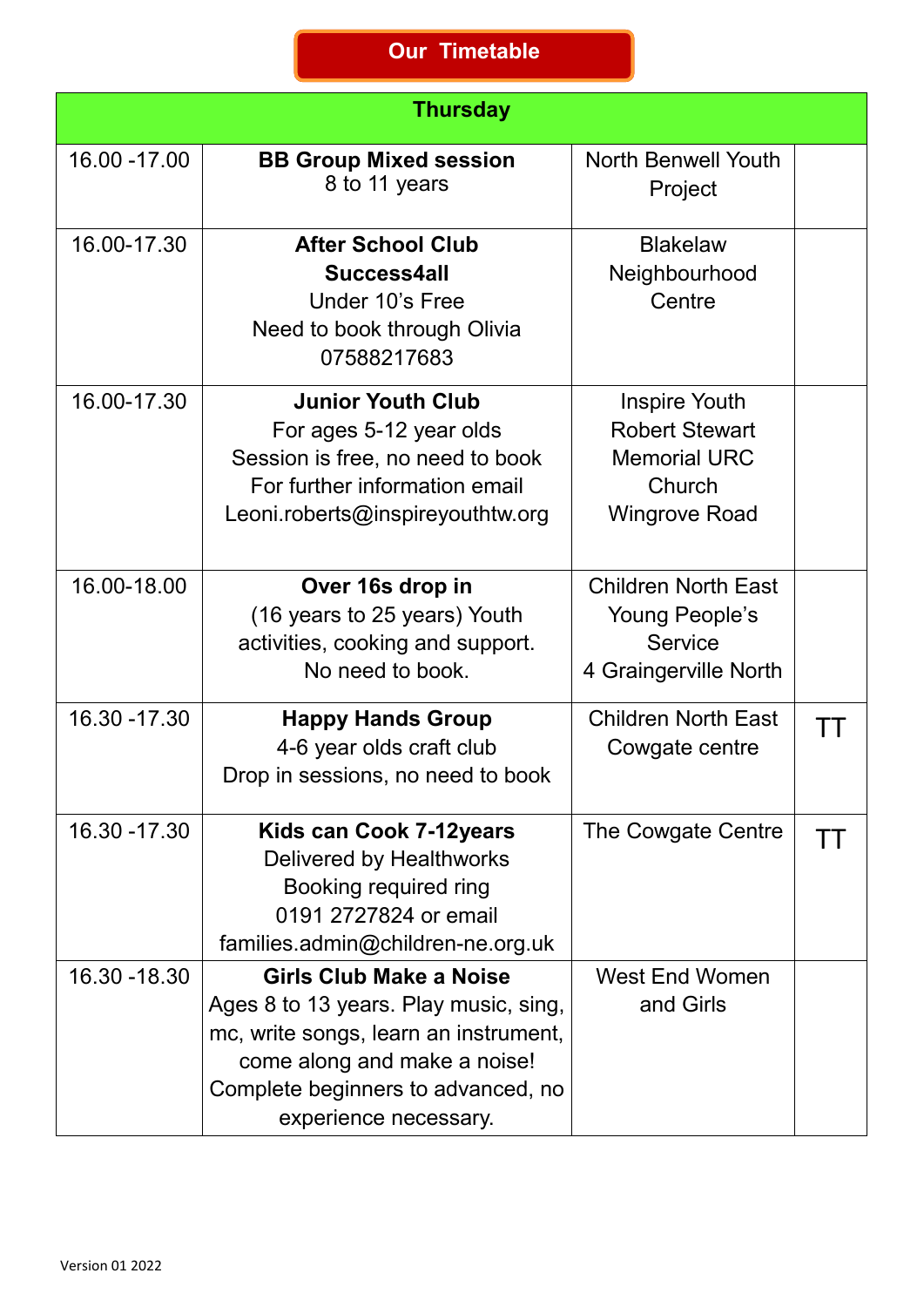# Our Timetable

| Thursday | | | |
|---|---|---|---|
| 16.00 -17.00 | **BB Group Mixed session** 8 to 11 years | North Benwell Youth Project | |
| 16.00-17.30 | **After School Club Success4all** Under 10's Free Need to book through Olivia 07588217683 | Blakelaw Neighbourhood Centre | |
| 16.00-17.30 | **Junior Youth Club** For ages 5-12 year olds Session is free, no need to book For further information email Leoni.roberts@inspireyouthtw.org | Inspire Youth Robert Stewart Memorial URC Church Wingrove Road | |
| 16.00-18.00 | **Over 16s drop in** (16 years to 25 years) Youth activities, cooking and support. No need to book. | Children North East Young People's Service 4 Graingerville North | |
| 16.30 -17.30 | **Happy Hands Group** 4-6 year olds craft club Drop in sessions, no need to book | Children North East Cowgate centre | TT |
| 16.30 -17.30 | **Kids can Cook 7-12years** Delivered by Healthworks Booking required ring 0191 2727824 or email families.admin@children-ne.org.uk | The Cowgate Centre | TT |
| 16.30 -18.30 | **Girls Club Make a Noise** Ages 8 to 13 years. Play music, sing, mc, write songs, learn an instrument, come along and make a noise! Complete beginners to advanced, no experience necessary. | West End Women and Girls | |

Version 01 2022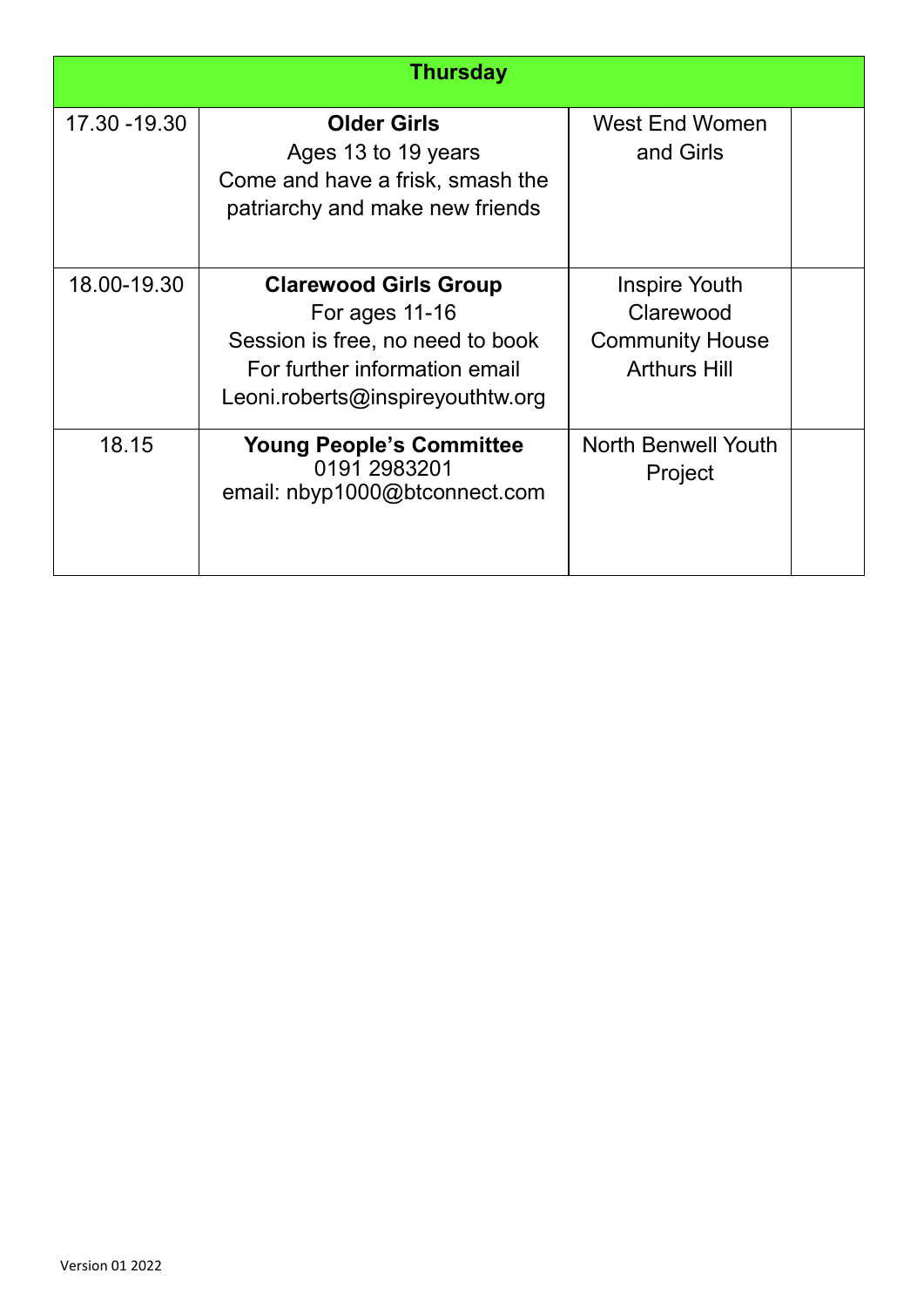| Thursday | | | |
|---|---|---|---|
| 17.30 -19.30 | **Older Girls**<br>Ages 13 to 19 years<br>Come and have a frisk, smash the patriarchy and make new friends | West End Women and Girls | |
| 18.00-19.30 | **Clarewood Girls Group**<br>For ages 11-16<br>Session is free, no need to book<br>For further information email Leoni.roberts@inspireyouthtw.org | Inspire Youth Clarewood Community House Arthurs Hill | |
| 18.15 | **Young People's Committee**<br>0191 2983201<br>email: nbyp1000@btconnect.com | North Benwell Youth Project | |

Version 01 2022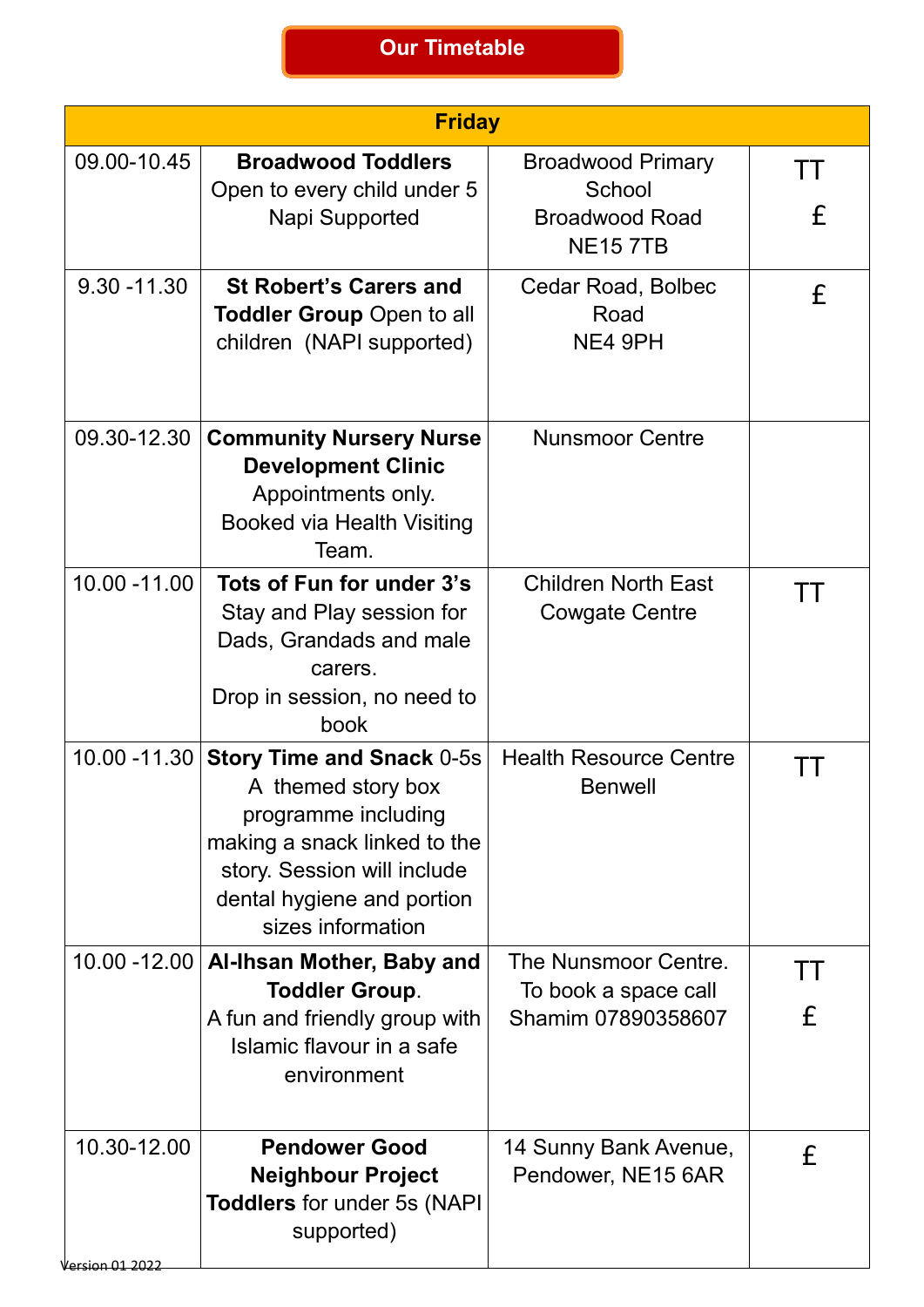# Our Timetable

| Friday | | | |
|---|---|---|---|
| 09.00-10.45 | **Broadwood Toddlers** Open to every child under 5 Napi Supported | Broadwood Primary School Broadwood Road NE15 7TB | TT £ |
| 9.30 -11.30 | **St Robert's Carers and Toddler Group** Open to all children (NAPI supported) | Cedar Road, Bolbec Road NE4 9PH | £ |
| 09.30-12.30 | **Community Nursery Nurse Development Clinic** Appointments only. Booked via Health Visiting Team. | Nunsmoor Centre | |
| 10.00 -11.00 | **Tots of Fun for under 3's** Stay and Play session for Dads, Grandads and male carers. Drop in session, no need to book | Children North East Cowgate Centre | TT |
| 10.00 -11.30 | **Story Time and Snack** 0-5s A themed story box programme including making a snack linked to the story. Session will include dental hygiene and portion sizes information | Health Resource Centre Benwell | TT |
| 10.00 -12.00 | **Al-Ihsan Mother, Baby and Toddler Group**. A fun and friendly group with Islamic flavour in a safe environment | The Nunsmoor Centre. To book a space call Shamim 07890358607 | TT £ |
| 10.30-12.00 | **Pendower Good Neighbour Project Toddlers** for under 5s (NAPI supported) | 14 Sunny Bank Avenue, Pendower, NE15 6AR | £ |

Version 01 2022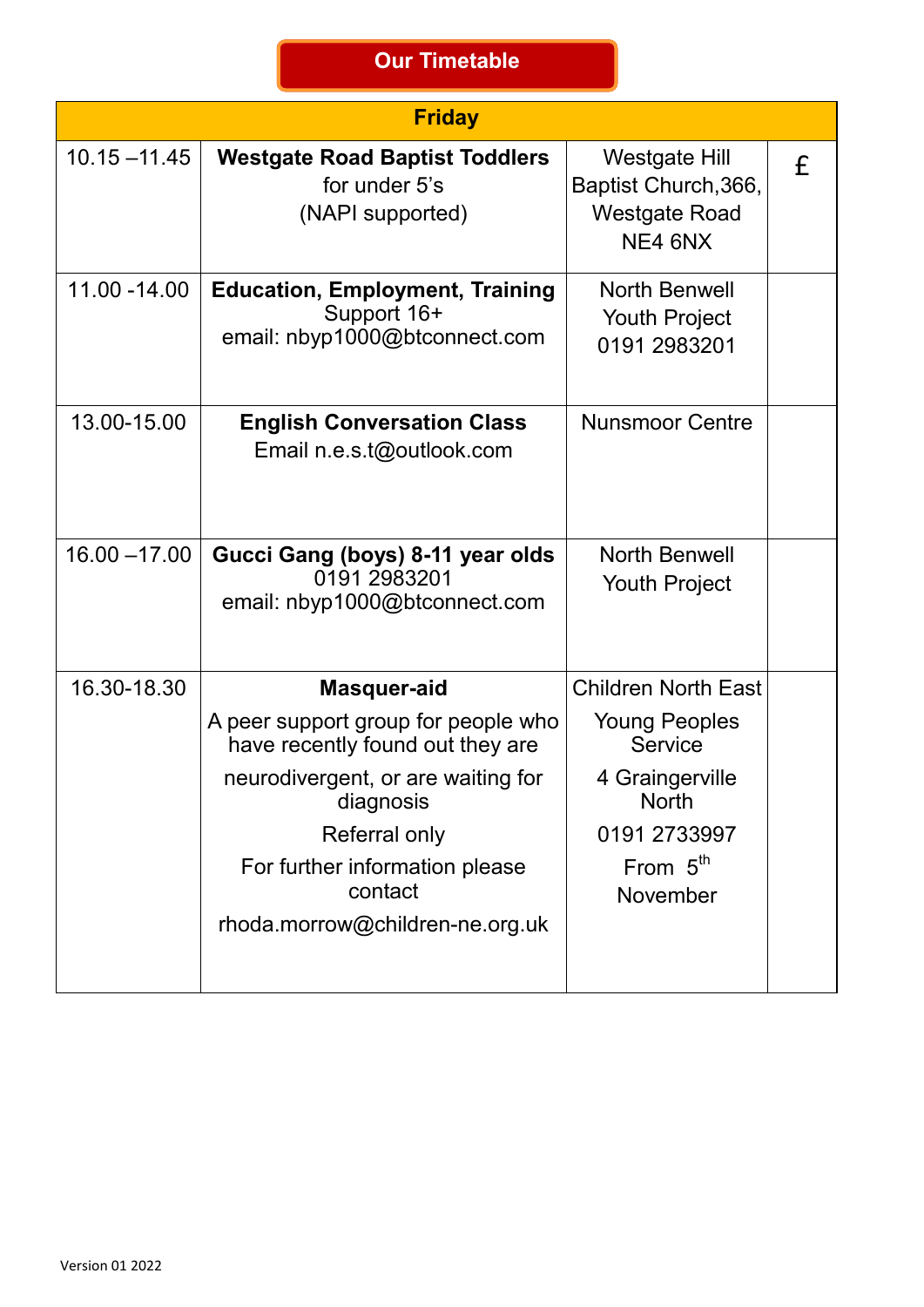## Our Timetable

| Friday | | | |
|---|---|---|---|
| 10.15 –11.45 | **Westgate Road Baptist Toddlers** for under 5's (NAPI supported) | Westgate Hill Baptist Church,366, Westgate Road NE4 6NX | £ |
| 11.00 -14.00 | **Education, Employment, Training** Support 16+ email: nbyp1000@btconnect.com | North Benwell Youth Project 0191 2983201 | |
| 13.00-15.00 | **English Conversation Class** Email n.e.s.t@outlook.com | Nunsmoor Centre | |
| 16.00 –17.00 | **Gucci Gang (boys) 8-11 year olds** 0191 2983201 email: nbyp1000@btconnect.com | North Benwell Youth Project | |
| 16.30-18.30 | **Masquer-aid** A peer support group for people who have recently found out they are neurodivergent, or are waiting for diagnosis Referral only For further information please contact rhoda.morrow@children-ne.org.uk | Children North East Young Peoples Service 4 Graingerville North 0191 2733997 From 5th November | |

Version 01 2022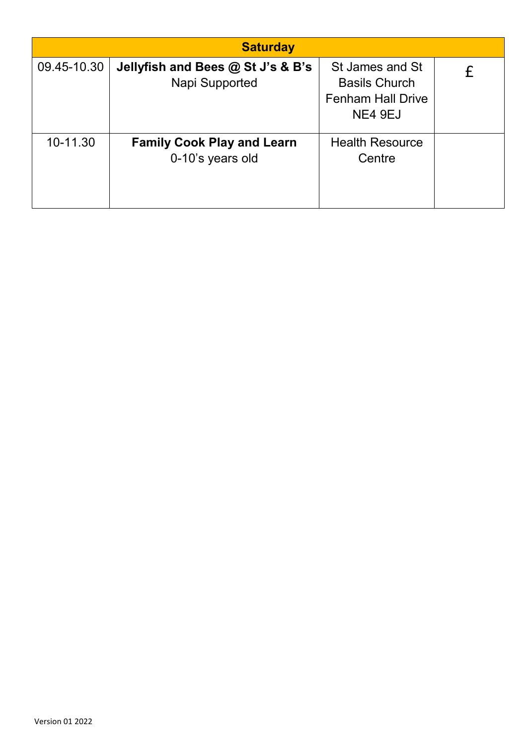| Saturday | | | |
|---|---|---|---|
| 09.45-10.30 | **Jellyfish and Bees @ St J's & B's** Napi Supported | St James and St Basils Church Fenham Hall Drive NE4 9EJ | £ |
| 10-11.30 | **Family Cook Play and Learn** 0-10's years old | Health Resource Centre | |

Version 01 2022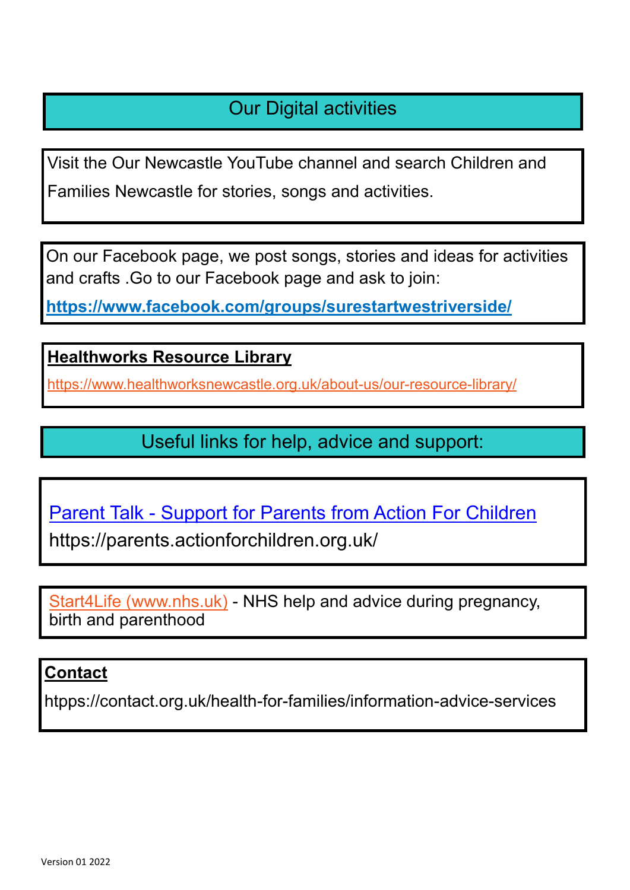## Our Digital activities

Visit the Our Newcastle YouTube channel and search Children and Families Newcastle for stories, songs and activities.

On our Facebook page, we post songs, stories and ideas for activities and crafts .Go to our Facebook page and ask to join:

**https://www.facebook.com/groups/surestartwestriverside/**

**Healthworks Resource Library**

https://www.healthworksnewcastle.org.uk/about-us/our-resource-library/

## Useful links for help, advice and support:

Parent Talk - Support for Parents from Action For Children
https://parents.actionforchildren.org.uk/

Start4Life (www.nhs.uk) - NHS help and advice during pregnancy, birth and parenthood

**Contact**

htpps://contact.org.uk/health-for-families/information-advice-services

Version 01 2022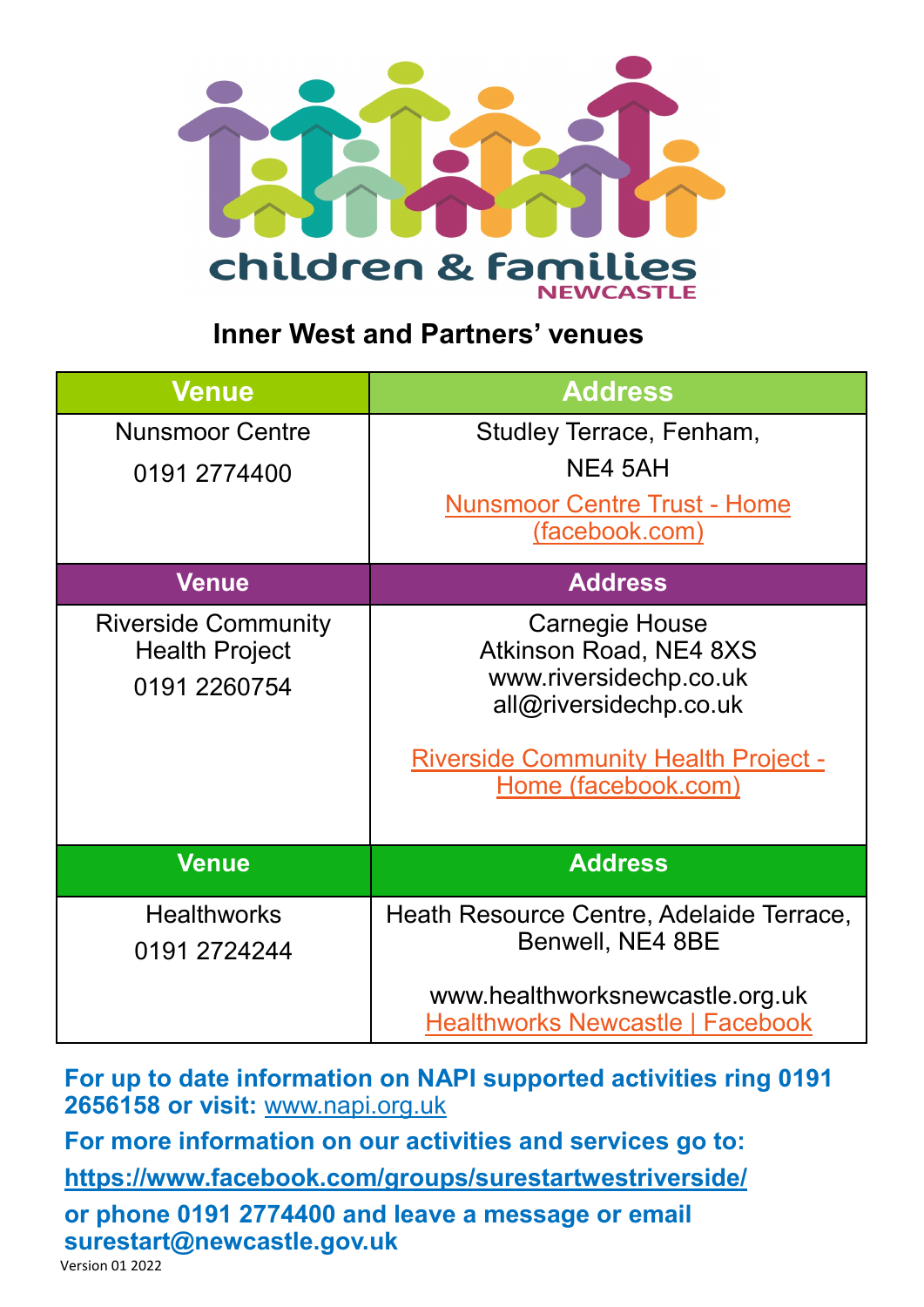# Inner West and Partners' venues

| Venue | Address |
|---|---|
| Nunsmoor Centre<br>0191 2774400 | Studley Terrace, Fenham,<br>NE4 5AH<br>Nunsmoor Centre Trust - Home (facebook.com) |
| **Venue** | **Address** |
| Riverside Community Health Project<br>0191 2260754 | Carnegie House<br>Atkinson Road, NE4 8XS<br>www.riversidechp.co.uk<br>all@riversidechp.co.uk<br>Riverside Community Health Project - Home (facebook.com) |
| **Venue** | **Address** |
| Healthworks<br>0191 2724244 | Heath Resource Centre, Adelaide Terrace, Benwell, NE4 8BE<br>www.healthworksnewcastle.org.uk<br>Healthworks Newcastle \| Facebook |

**For up to date information on NAPI supported activities ring 0191 2656158 or visit:** www.napi.org.uk

**For more information on our activities and services go to:**

**https://www.facebook.com/groups/surestartwestriverside/**

**or phone 0191 2774400 and leave a message or email surestart@newcastle.gov.uk**

Version 01 2022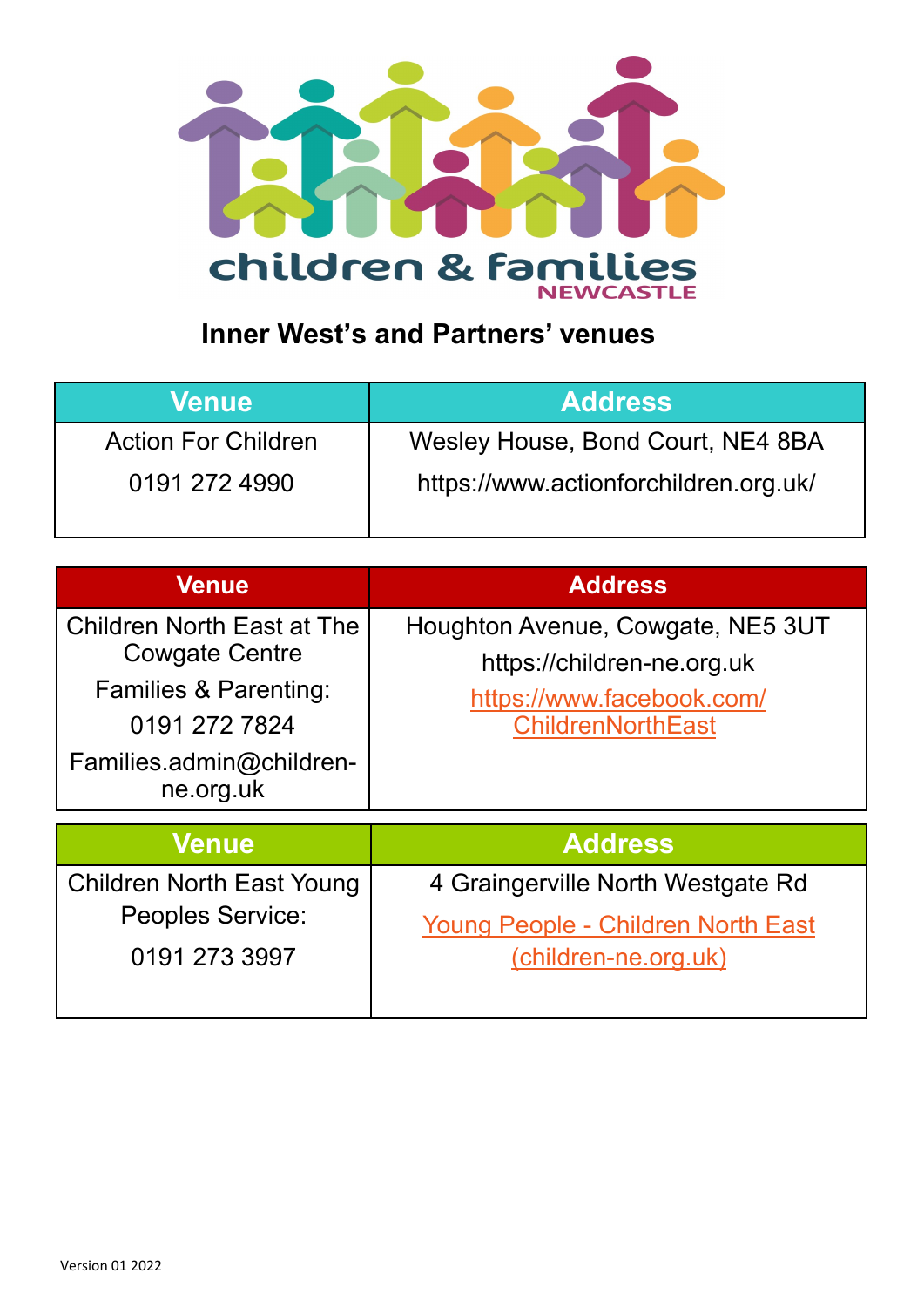children & families
NEWCASTLE

## Inner West's and Partners' venues

| Venue | Address |
| --- | --- |
| Action For Children<br>0191 272 4990 | Wesley House, Bond Court, NE4 8BA<br>https://www.actionforchildren.org.uk/ |

| Venue | Address |
| --- | --- |
| Children North East at The Cowgate Centre<br>Families & Parenting:<br>0191 272 7824<br>Families.admin@children-ne.org.uk | Houghton Avenue, Cowgate, NE5 3UT<br>https://children-ne.org.uk<br>https://www.facebook.com/ChildrenNorthEast |

| Venue | Address |
| --- | --- |
| Children North East Young Peoples Service:<br>0191 273 3997 | 4 Graingerville North Westgate Rd<br>Young People - Children North East (children-ne.org.uk) |

Version 01 2022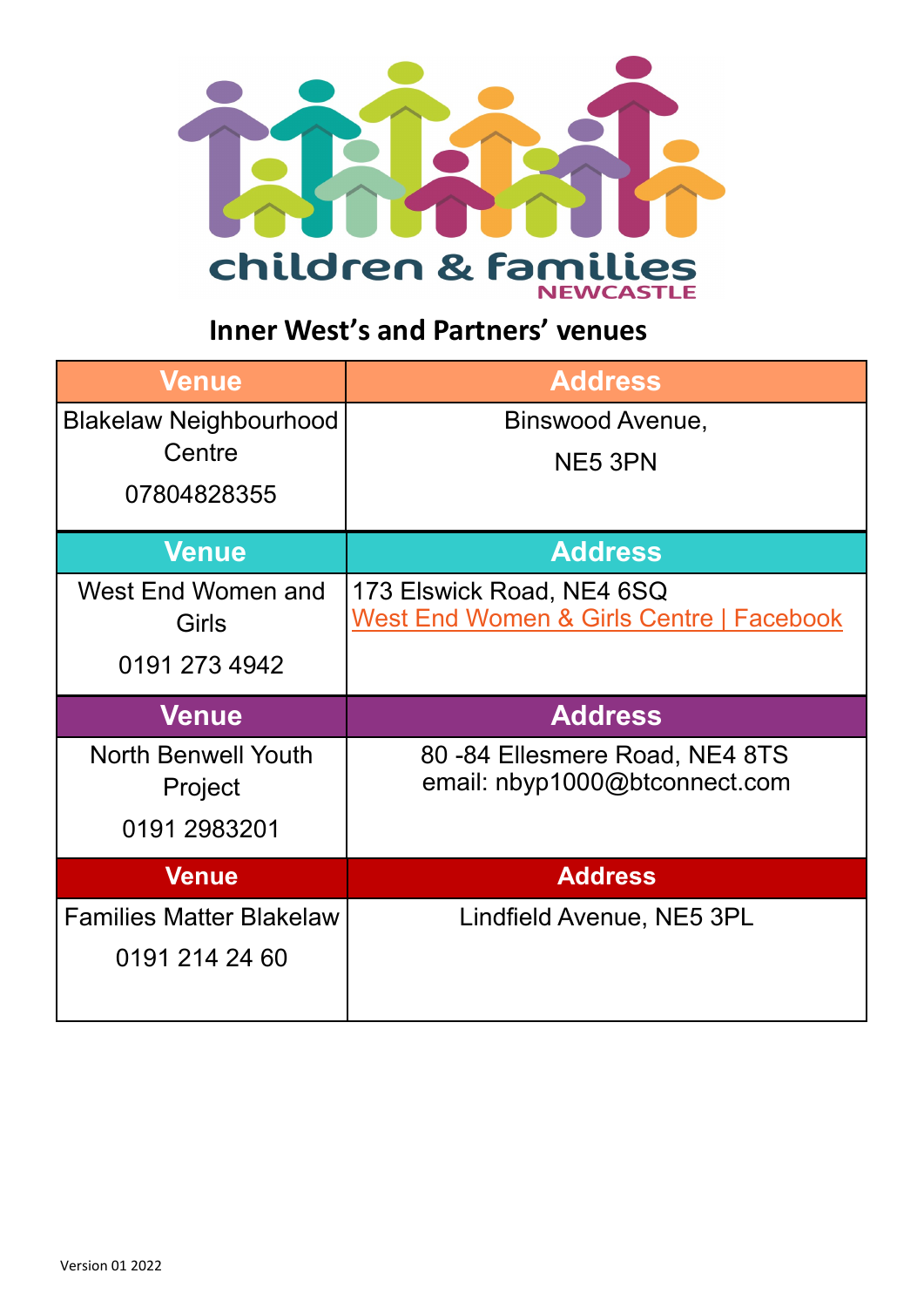children & families NEWCASTLE

## Inner West's and Partners' venues

| Venue | Address |
|---|---|
| Blakelaw Neighbourhood Centre 07804828355 | Binswood Avenue, NE5 3PN |
| **Venue** | **Address** |
| West End Women and Girls 0191 273 4942 | 173 Elswick Road, NE4 6SQ West End Women & Girls Centre \| Facebook |
| **Venue** | **Address** |
| North Benwell Youth Project 0191 2983201 | 80 -84 Ellesmere Road, NE4 8TS email: nbyp1000@btconnect.com |
| **Venue** | **Address** |
| Families Matter Blakelaw 0191 214 24 60 | Lindfield Avenue, NE5 3PL |

Version 01 2022